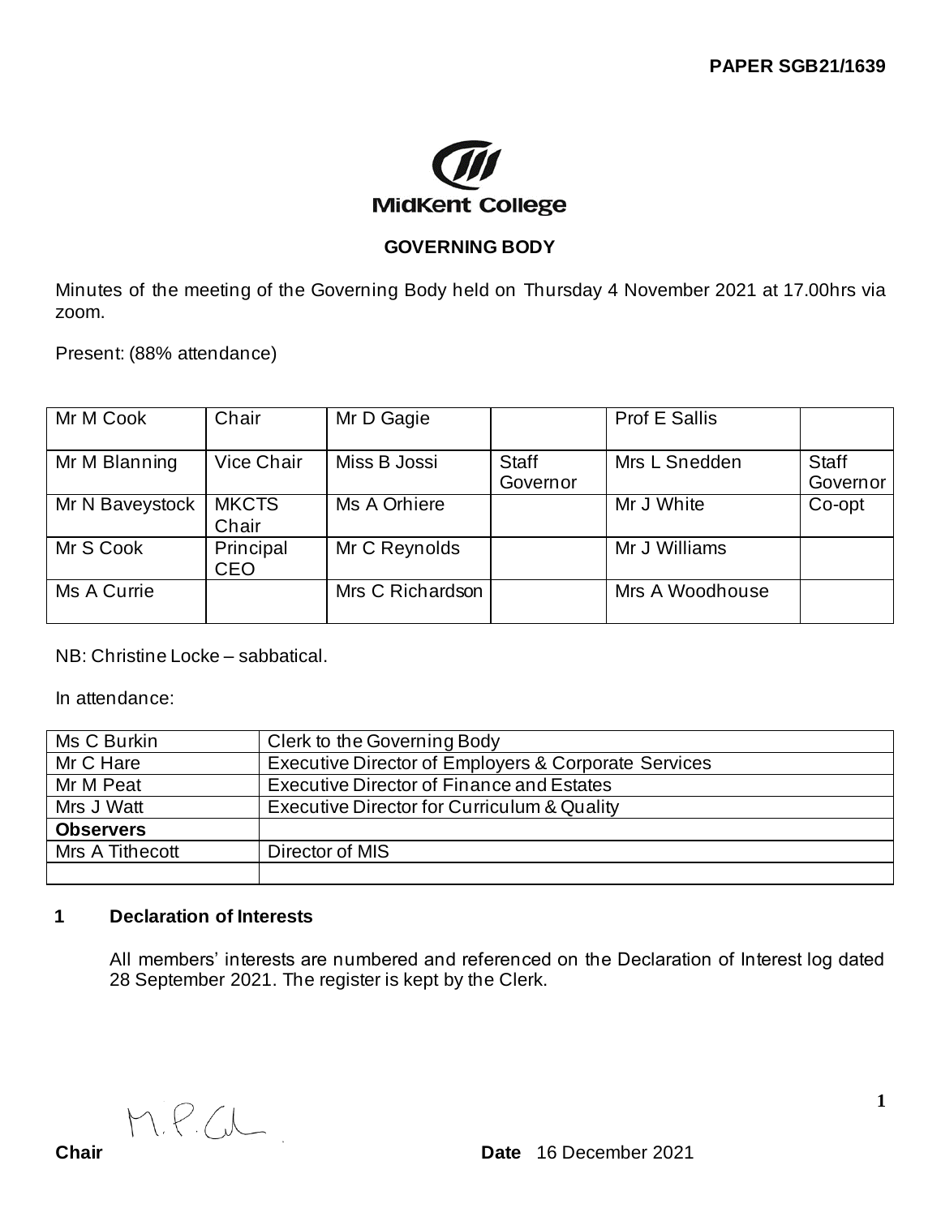**PAPER SGB21/1639**

MidKent College

**GOVERNING BODY**

Minutes of the meeting of the Governing Body held on Thursday 4 November 2021 at 17.00hrs via zoom.

Present: (88% attendance)

| | | | | | |
|---|---|---|---|---|---|
| Mr M Cook | Chair | Mr D Gagie | | Prof E Sallis | |
| Mr M Blanning | Vice Chair | Miss B Jossi | Staff Governor | Mrs L Snedden | Staff Governor |
| Mr N Baveystock | MKCTS Chair | Ms A Orhiere | | Mr J White | Co-opt |
| Mr S Cook | Principal CEO | Mr C Reynolds | | Mr J Williams | |
| Ms A Currie | | Mrs C Richardson | | Mrs A Woodhouse | |

NB: Christine Locke – sabbatical.

In attendance:

| | |
|---|---|
| Ms C Burkin | Clerk to the Governing Body |
| Mr C Hare | Executive Director of Employers & Corporate Services |
| Mr M Peat | Executive Director of Finance and Estates |
| Mrs J Watt | Executive Director for Curriculum & Quality |
| **Observers** | |
| Mrs A Tithecott | Director of MIS |
| | |

## 1 Declaration of Interests

All members' interests are numbered and referenced on the Declaration of Interest log dated 28 September 2021. The register is kept by the Clerk.

**Chair** M.P.Cook **Date** 16 December 2021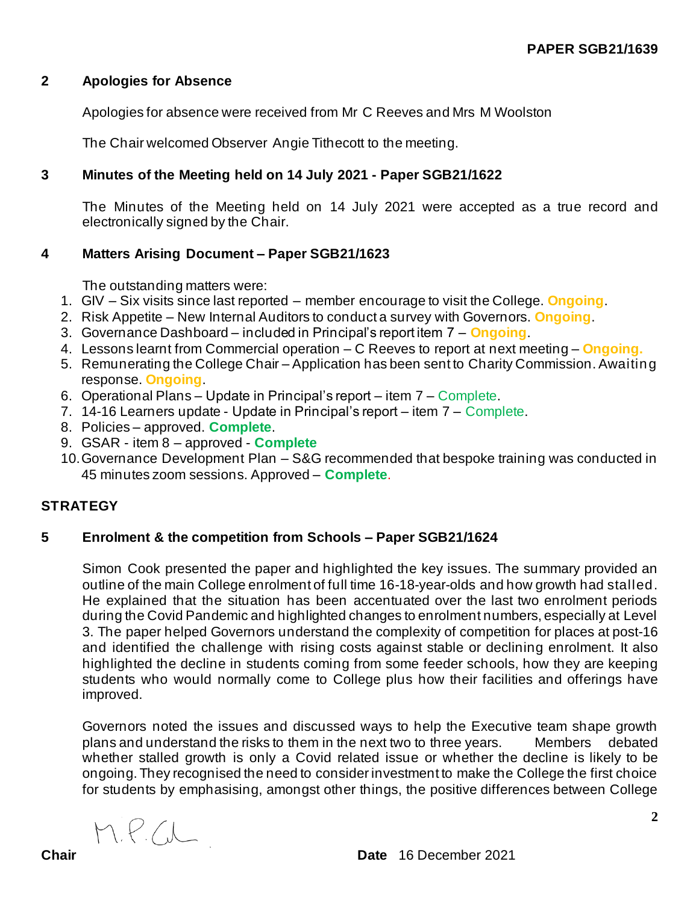**PAPER SGB21/1639**

## 2 Apologies for Absence

Apologies for absence were received from Mr C Reeves and Mrs M Woolston

The Chair welcomed Observer Angie Tithecott to the meeting.

## 3 Minutes of the Meeting held on 14 July 2021 - Paper SGB21/1622

The Minutes of the Meeting held on 14 July 2021 were accepted as a true record and electronically signed by the Chair.

## 4 Matters Arising Document – Paper SGB21/1623

The outstanding matters were:

1. GIV – Six visits since last reported – member encourage to visit the College. **Ongoing**.
2. Risk Appetite – New Internal Auditors to conduct a survey with Governors. **Ongoing**.
3. Governance Dashboard – included in Principal's report item 7 – **Ongoing**.
4. Lessons learnt from Commercial operation – C Reeves to report at next meeting – **Ongoing.**
5. Remunerating the College Chair – Application has been sent to Charity Commission. Awaiting response. **Ongoing**.
6. Operational Plans – Update in Principal's report – item 7 – Complete.
7. 14-16 Learners update - Update in Principal's report – item 7 – Complete.
8. Policies – approved. **Complete**.
9. GSAR - item 8 – approved - **Complete**
10. Governance Development Plan – S&G recommended that bespoke training was conducted in 45 minutes zoom sessions. Approved – **Complete**.

## STRATEGY

## 5 Enrolment & the competition from Schools – Paper SGB21/1624

Simon Cook presented the paper and highlighted the key issues. The summary provided an outline of the main College enrolment of full time 16-18-year-olds and how growth had stalled. He explained that the situation has been accentuated over the last two enrolment periods during the Covid Pandemic and highlighted changes to enrolment numbers, especially at Level 3. The paper helped Governors understand the complexity of competition for places at post-16 and identified the challenge with rising costs against stable or declining enrolment. It also highlighted the decline in students coming from some feeder schools, how they are keeping students who would normally come to College plus how their facilities and offerings have improved.

Governors noted the issues and discussed ways to help the Executive team shape growth plans and understand the risks to them in the next two to three years. Members debated whether stalled growth is only a Covid related issue or whether the decline is likely to be ongoing. They recognised the need to consider investment to make the College the first choice for students by emphasising, amongst other things, the positive differences between College

**Chair** M.P.G

**Date** 16 December 2021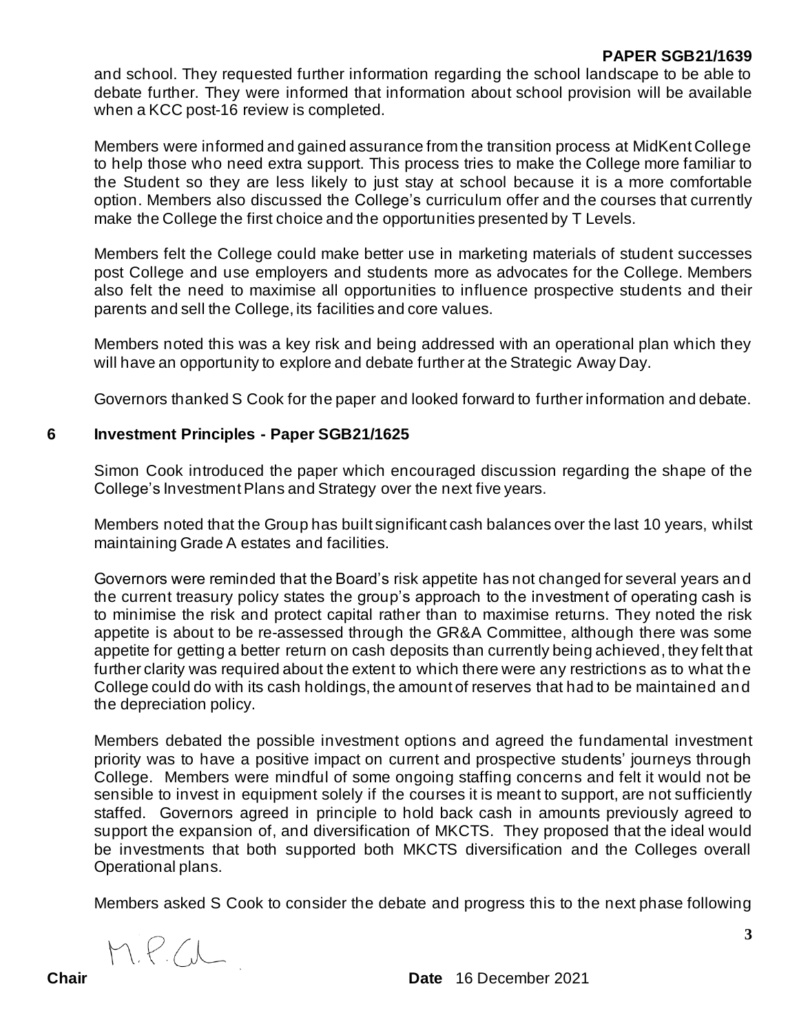and school. They requested further information regarding the school landscape to be able to debate further. They were informed that information about school provision will be available when a KCC post-16 review is completed.

Members were informed and gained assurance from the transition process at MidKent College to help those who need extra support. This process tries to make the College more familiar to the Student so they are less likely to just stay at school because it is a more comfortable option. Members also discussed the College's curriculum offer and the courses that currently make the College the first choice and the opportunities presented by T Levels.

Members felt the College could make better use in marketing materials of student successes post College and use employers and students more as advocates for the College. Members also felt the need to maximise all opportunities to influence prospective students and their parents and sell the College, its facilities and core values.

Members noted this was a key risk and being addressed with an operational plan which they will have an opportunity to explore and debate further at the Strategic Away Day.

Governors thanked S Cook for the paper and looked forward to further information and debate.

## 6 Investment Principles - Paper SGB21/1625

Simon Cook introduced the paper which encouraged discussion regarding the shape of the College's Investment Plans and Strategy over the next five years.

Members noted that the Group has built significant cash balances over the last 10 years, whilst maintaining Grade A estates and facilities.

Governors were reminded that the Board's risk appetite has not changed for several years and the current treasury policy states the group's approach to the investment of operating cash is to minimise the risk and protect capital rather than to maximise returns. They noted the risk appetite is about to be re-assessed through the GR&A Committee, although there was some appetite for getting a better return on cash deposits than currently being achieved, they felt that further clarity was required about the extent to which there were any restrictions as to what the College could do with its cash holdings, the amount of reserves that had to be maintained and the depreciation policy.

Members debated the possible investment options and agreed the fundamental investment priority was to have a positive impact on current and prospective students' journeys through College. Members were mindful of some ongoing staffing concerns and felt it would not be sensible to invest in equipment solely if the courses it is meant to support, are not sufficiently staffed. Governors agreed in principle to hold back cash in amounts previously agreed to support the expansion of, and diversification of MKCTS. They proposed that the ideal would be investments that both supported both MKCTS diversification and the Colleges overall Operational plans.

Members asked S Cook to consider the debate and progress this to the next phase following

**Chair** M.P.C. **Date** 16 December 2021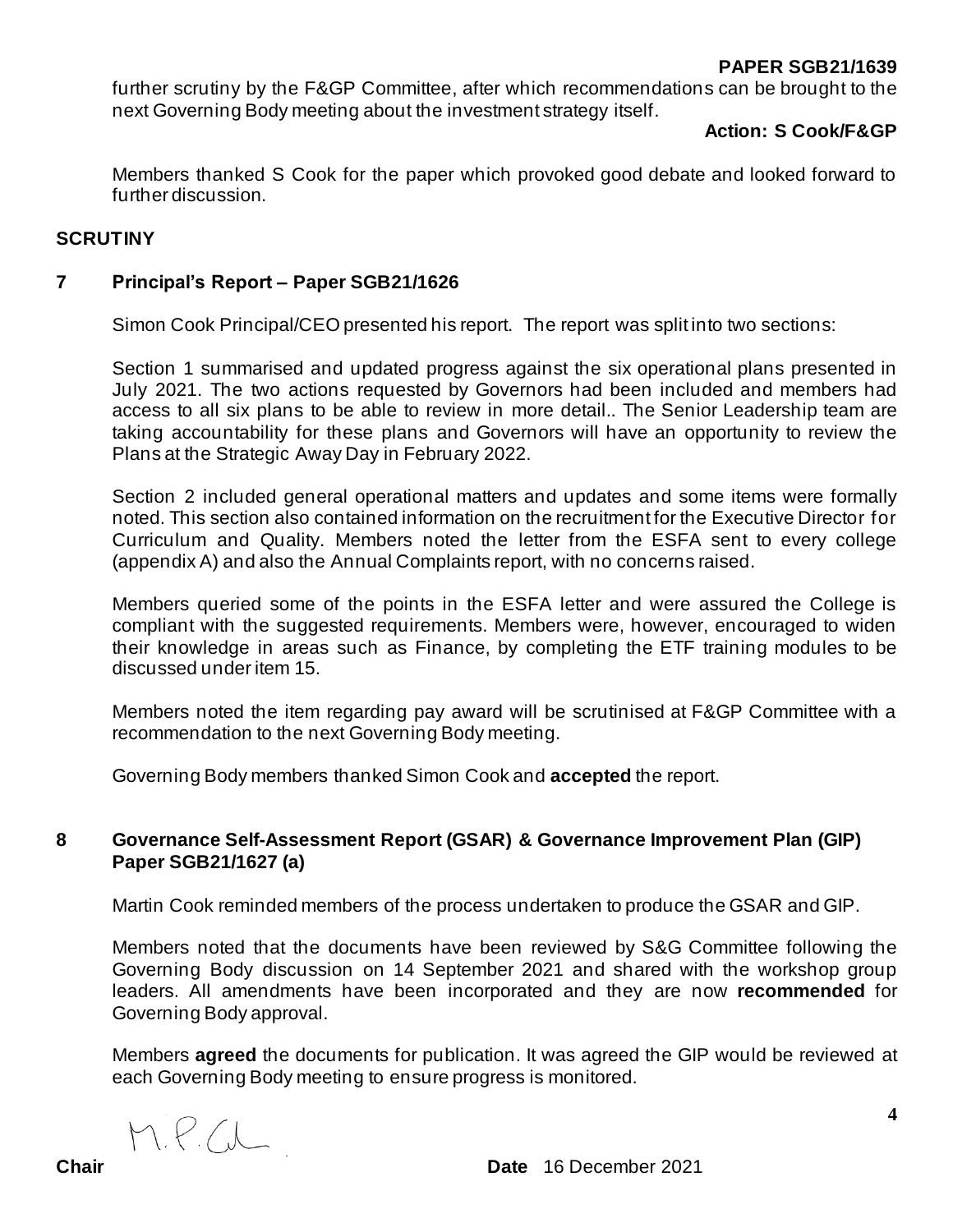further scrutiny by the F&GP Committee, after which recommendations can be brought to the next Governing Body meeting about the investment strategy itself.

**Action: S Cook/F&GP**

Members thanked S Cook for the paper which provoked good debate and looked forward to further discussion.

## SCRUTINY

### 7 Principal's Report – Paper SGB21/1626

Simon Cook Principal/CEO presented his report. The report was split into two sections:

Section 1 summarised and updated progress against the six operational plans presented in July 2021. The two actions requested by Governors had been included and members had access to all six plans to be able to review in more detail.. The Senior Leadership team are taking accountability for these plans and Governors will have an opportunity to review the Plans at the Strategic Away Day in February 2022.

Section 2 included general operational matters and updates and some items were formally noted. This section also contained information on the recruitment for the Executive Director for Curriculum and Quality. Members noted the letter from the ESFA sent to every college (appendix A) and also the Annual Complaints report, with no concerns raised.

Members queried some of the points in the ESFA letter and were assured the College is compliant with the suggested requirements. Members were, however, encouraged to widen their knowledge in areas such as Finance, by completing the ETF training modules to be discussed under item 15.

Members noted the item regarding pay award will be scrutinised at F&GP Committee with a recommendation to the next Governing Body meeting.

Governing Body members thanked Simon Cook and **accepted** the report.

### 8 Governance Self-Assessment Report (GSAR) & Governance Improvement Plan (GIP) Paper SGB21/1627 (a)

Martin Cook reminded members of the process undertaken to produce the GSAR and GIP.

Members noted that the documents have been reviewed by S&G Committee following the Governing Body discussion on 14 September 2021 and shared with the workshop group leaders. All amendments have been incorporated and they are now **recommended** for Governing Body approval.

Members **agreed** the documents for publication. It was agreed the GIP would be reviewed at each Governing Body meeting to ensure progress is monitored.

**Chair** M.P.C

**Date** 16 December 2021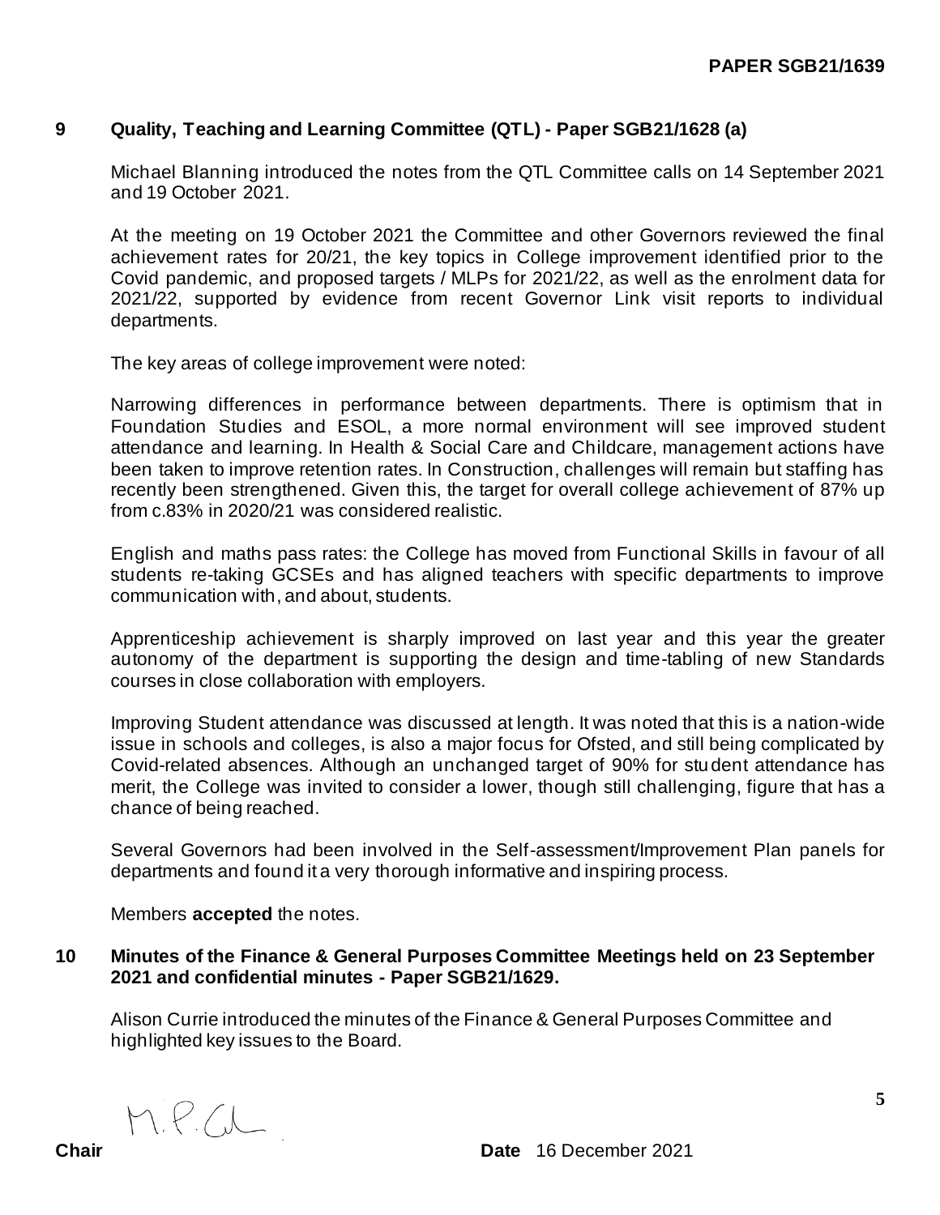**PAPER SGB21/1639**

## 9 Quality, Teaching and Learning Committee (QTL) - Paper SGB21/1628 (a)

Michael Blanning introduced the notes from the QTL Committee calls on 14 September 2021 and 19 October 2021.

At the meeting on 19 October 2021 the Committee and other Governors reviewed the final achievement rates for 20/21, the key topics in College improvement identified prior to the Covid pandemic, and proposed targets / MLPs for 2021/22, as well as the enrolment data for 2021/22, supported by evidence from recent Governor Link visit reports to individual departments.

The key areas of college improvement were noted:

Narrowing differences in performance between departments. There is optimism that in Foundation Studies and ESOL, a more normal environment will see improved student attendance and learning. In Health & Social Care and Childcare, management actions have been taken to improve retention rates. In Construction, challenges will remain but staffing has recently been strengthened. Given this, the target for overall college achievement of 87% up from c.83% in 2020/21 was considered realistic.

English and maths pass rates: the College has moved from Functional Skills in favour of all students re-taking GCSEs and has aligned teachers with specific departments to improve communication with, and about, students.

Apprenticeship achievement is sharply improved on last year and this year the greater autonomy of the department is supporting the design and time-tabling of new Standards courses in close collaboration with employers.

Improving Student attendance was discussed at length. It was noted that this is a nation-wide issue in schools and colleges, is also a major focus for Ofsted, and still being complicated by Covid-related absences. Although an unchanged target of 90% for student attendance has merit, the College was invited to consider a lower, though still challenging, figure that has a chance of being reached.

Several Governors had been involved in the Self-assessment/Improvement Plan panels for departments and found it a very thorough informative and inspiring process.

Members **accepted** the notes.

## 10 Minutes of the Finance & General Purposes Committee Meetings held on 23 September 2021 and confidential minutes - Paper SGB21/1629.

Alison Currie introduced the minutes of the Finance & General Purposes Committee and highlighted key issues to the Board.

**Chair** M.P.Gl **Date** 16 December 2021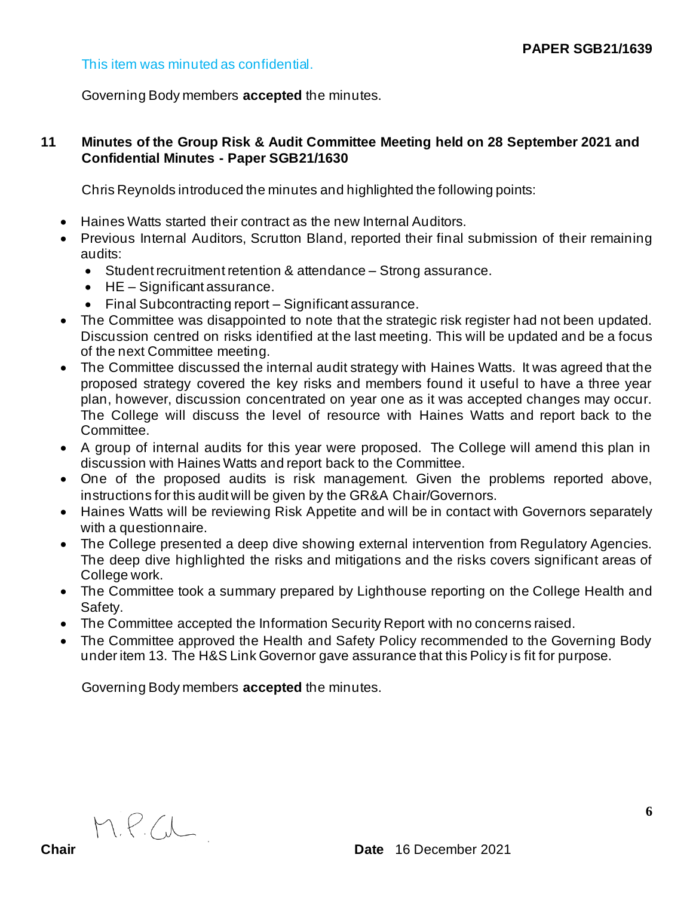This item was minuted as confidential.

Governing Body members **accepted** the minutes.

## 11 Minutes of the Group Risk & Audit Committee Meeting held on 28 September 2021 and Confidential Minutes - Paper SGB21/1630

Chris Reynolds introduced the minutes and highlighted the following points:

- Haines Watts started their contract as the new Internal Auditors.
- Previous Internal Auditors, Scrutton Bland, reported their final submission of their remaining audits:
  - Student recruitment retention & attendance – Strong assurance.
  - HE – Significant assurance.
  - Final Subcontracting report – Significant assurance.
- The Committee was disappointed to note that the strategic risk register had not been updated. Discussion centred on risks identified at the last meeting. This will be updated and be a focus of the next Committee meeting.
- The Committee discussed the internal audit strategy with Haines Watts. It was agreed that the proposed strategy covered the key risks and members found it useful to have a three year plan, however, discussion concentrated on year one as it was accepted changes may occur. The College will discuss the level of resource with Haines Watts and report back to the Committee.
- A group of internal audits for this year were proposed. The College will amend this plan in discussion with Haines Watts and report back to the Committee.
- One of the proposed audits is risk management. Given the problems reported above, instructions for this audit will be given by the GR&A Chair/Governors.
- Haines Watts will be reviewing Risk Appetite and will be in contact with Governors separately with a questionnaire.
- The College presented a deep dive showing external intervention from Regulatory Agencies. The deep dive highlighted the risks and mitigations and the risks covers significant areas of College work.
- The Committee took a summary prepared by Lighthouse reporting on the College Health and Safety.
- The Committee accepted the Information Security Report with no concerns raised.
- The Committee approved the Health and Safety Policy recommended to the Governing Body under item 13. The H&S Link Governor gave assurance that this Policy is fit for purpose.

Governing Body members **accepted** the minutes.

**Chair** M.P.C.

**Date** 16 December 2021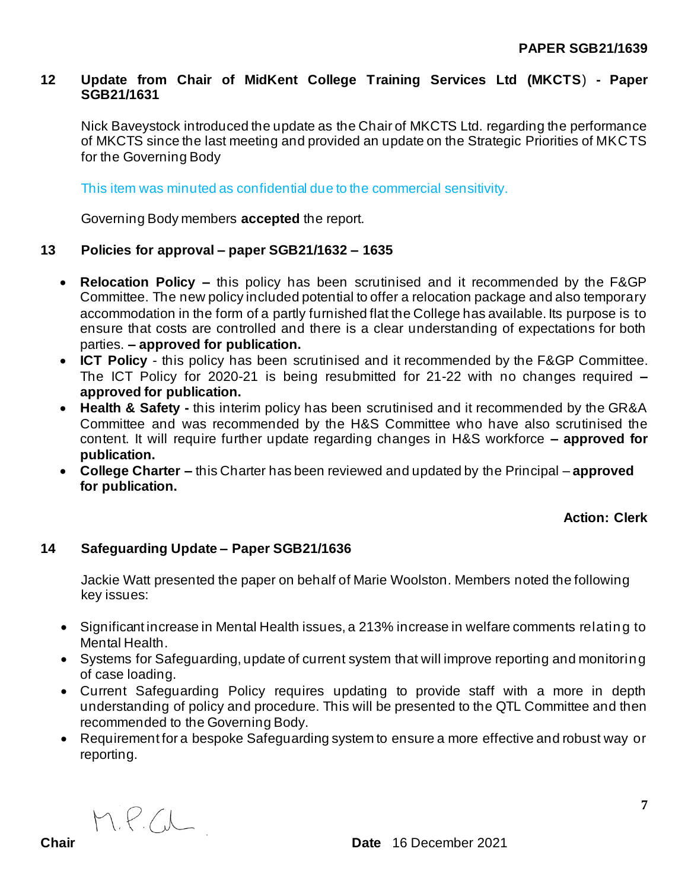**PAPER SGB21/1639**

## 12 Update from Chair of MidKent College Training Services Ltd (MKCTS) - Paper SGB21/1631

Nick Baveystock introduced the update as the Chair of MKCTS Ltd. regarding the performance of MKCTS since the last meeting and provided an update on the Strategic Priorities of MKCTS for the Governing Body

This item was minuted as confidential due to the commercial sensitivity.

Governing Body members **accepted** the report.

## 13 Policies for approval – paper SGB21/1632 – 1635

- **Relocation Policy –** this policy has been scrutinised and it recommended by the F&GP Committee. The new policy included potential to offer a relocation package and also temporary accommodation in the form of a partly furnished flat the College has available. Its purpose is to ensure that costs are controlled and there is a clear understanding of expectations for both parties. **– approved for publication.**
- **ICT Policy** - this policy has been scrutinised and it recommended by the F&GP Committee. The ICT Policy for 2020-21 is being resubmitted for 21-22 with no changes required **– approved for publication.**
- **Health & Safety -** this interim policy has been scrutinised and it recommended by the GR&A Committee and was recommended by the H&S Committee who have also scrutinised the content. It will require further update regarding changes in H&S workforce **– approved for publication.**
- **College Charter –** this Charter has been reviewed and updated by the Principal – **approved for publication.**

**Action: Clerk**

## 14 Safeguarding Update – Paper SGB21/1636

Jackie Watt presented the paper on behalf of Marie Woolston. Members noted the following key issues:

- Significant increase in Mental Health issues, a 213% increase in welfare comments relating to Mental Health.
- Systems for Safeguarding, update of current system that will improve reporting and monitoring of case loading.
- Current Safeguarding Policy requires updating to provide staff with a more in depth understanding of policy and procedure. This will be presented to the QTL Committee and then recommended to the Governing Body.
- Requirement for a bespoke Safeguarding system to ensure a more effective and robust way or reporting.

**Chair** M.P.C **Date** 16 December 2021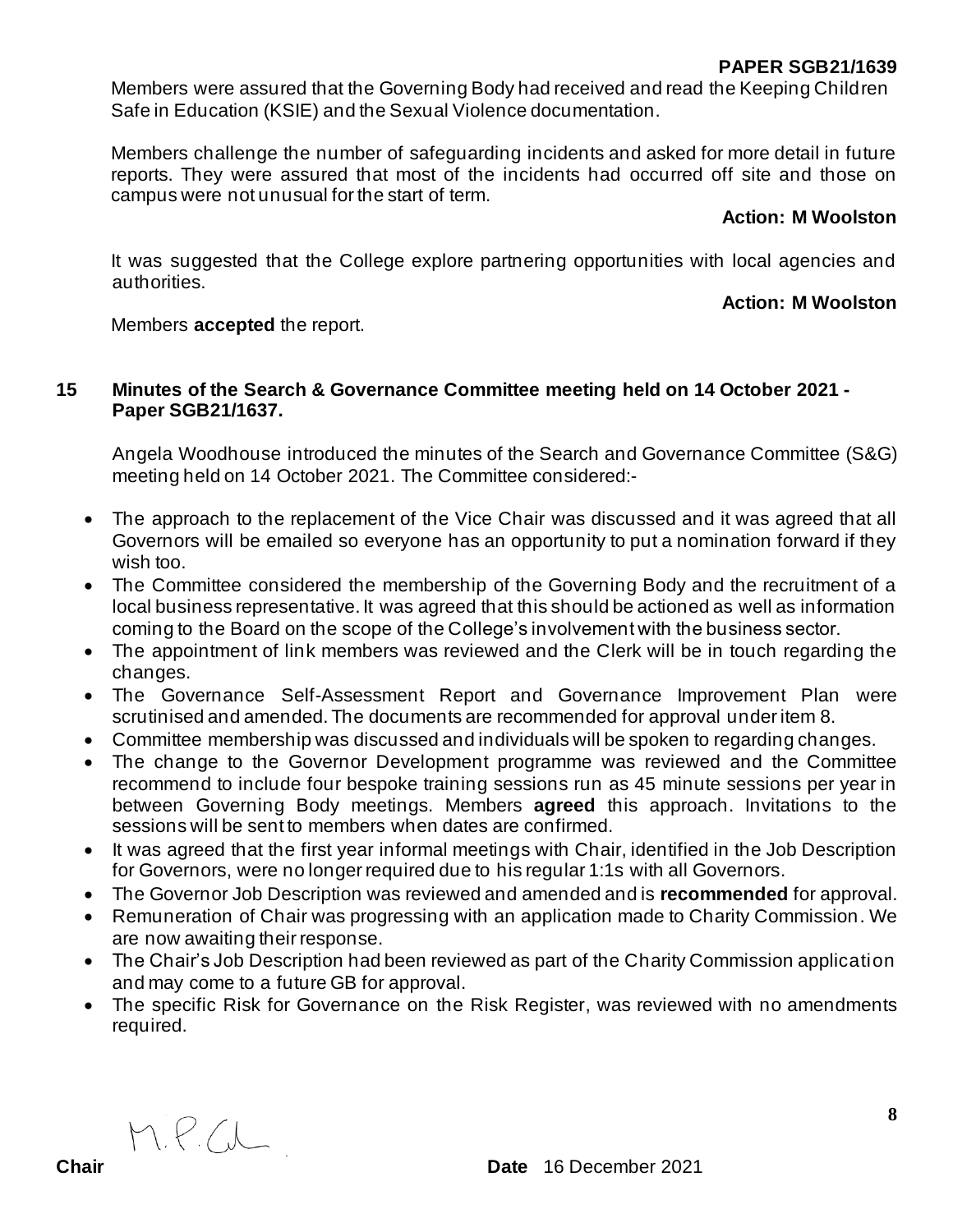Members were assured that the Governing Body had received and read the Keeping Children Safe in Education (KSIE) and the Sexual Violence documentation.

Members challenge the number of safeguarding incidents and asked for more detail in future reports. They were assured that most of the incidents had occurred off site and those on campus were not unusual for the start of term.

**Action: M Woolston**

It was suggested that the College explore partnering opportunities with local agencies and authorities.

**Action: M Woolston**

Members **accepted** the report.

## 15 Minutes of the Search & Governance Committee meeting held on 14 October 2021 - Paper SGB21/1637.

Angela Woodhouse introduced the minutes of the Search and Governance Committee (S&G) meeting held on 14 October 2021. The Committee considered:-

- The approach to the replacement of the Vice Chair was discussed and it was agreed that all Governors will be emailed so everyone has an opportunity to put a nomination forward if they wish too.
- The Committee considered the membership of the Governing Body and the recruitment of a local business representative. It was agreed that this should be actioned as well as information coming to the Board on the scope of the College's involvement with the business sector.
- The appointment of link members was reviewed and the Clerk will be in touch regarding the changes.
- The Governance Self-Assessment Report and Governance Improvement Plan were scrutinised and amended. The documents are recommended for approval under item 8.
- Committee membership was discussed and individuals will be spoken to regarding changes.
- The change to the Governor Development programme was reviewed and the Committee recommend to include four bespoke training sessions run as 45 minute sessions per year in between Governing Body meetings. Members **agreed** this approach. Invitations to the sessions will be sent to members when dates are confirmed.
- It was agreed that the first year informal meetings with Chair, identified in the Job Description for Governors, were no longer required due to his regular 1:1s with all Governors.
- The Governor Job Description was reviewed and amended and is **recommended** for approval.
- Remuneration of Chair was progressing with an application made to Charity Commission. We are now awaiting their response.
- The Chair's Job Description had been reviewed as part of the Charity Commission application and may come to a future GB for approval.
- The specific Risk for Governance on the Risk Register, was reviewed with no amendments required.

**Chair** M.P.G. **Date** 16 December 2021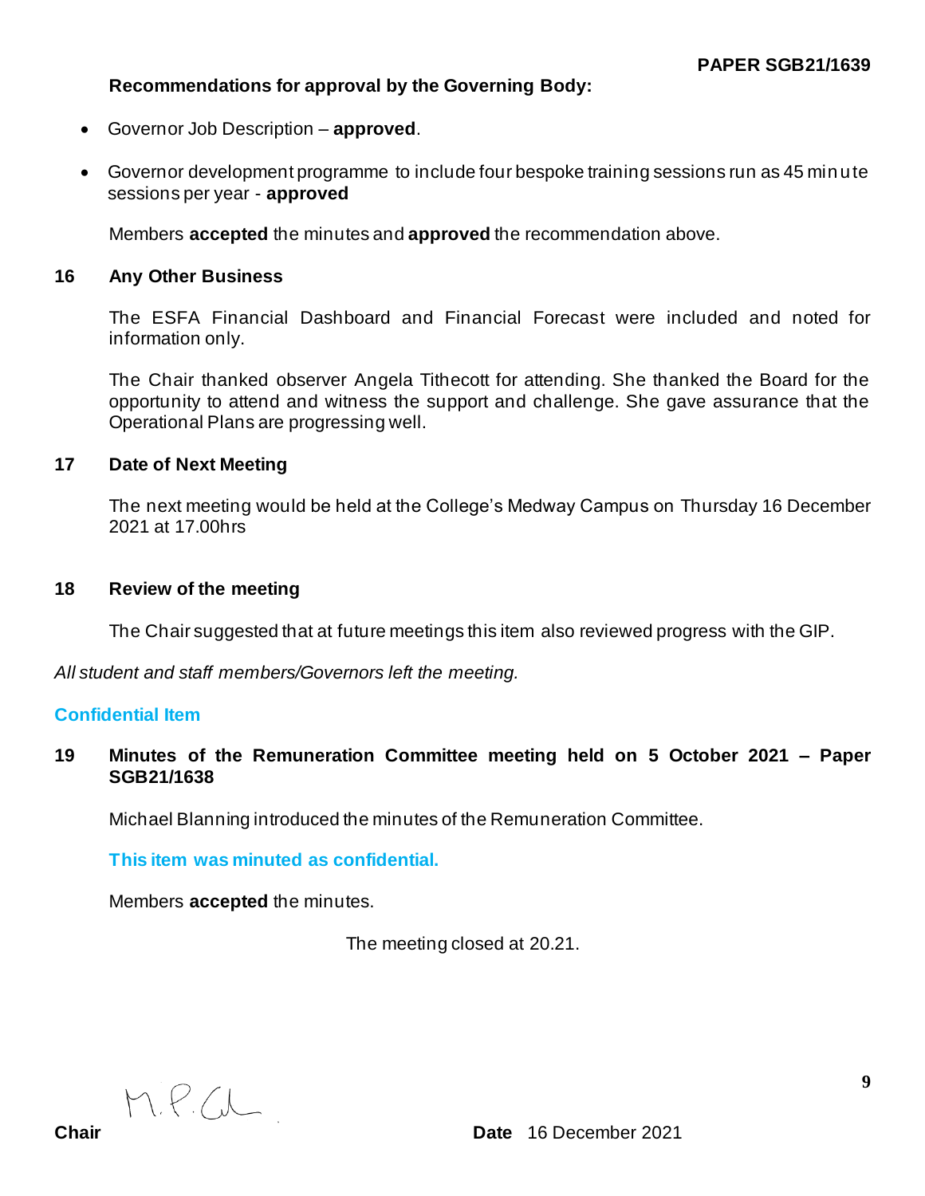**PAPER SGB21/1639**

**Recommendations for approval by the Governing Body:**

- Governor Job Description – **approved**.
- Governor development programme to include four bespoke training sessions run as 45 minute sessions per year - **approved**

Members **accepted** the minutes and **approved** the recommendation above.

## 16 Any Other Business

The ESFA Financial Dashboard and Financial Forecast were included and noted for information only.

The Chair thanked observer Angela Tithecott for attending. She thanked the Board for the opportunity to attend and witness the support and challenge. She gave assurance that the Operational Plans are progressing well.

## 17 Date of Next Meeting

The next meeting would be held at the College's Medway Campus on Thursday 16 December 2021 at 17.00hrs

## 18 Review of the meeting

The Chair suggested that at future meetings this item also reviewed progress with the GIP.

*All student and staff members/Governors left the meeting.*

**Confidential Item**

## 19 Minutes of the Remuneration Committee meeting held on 5 October 2021 – Paper SGB21/1638

Michael Blanning introduced the minutes of the Remuneration Committee.

**This item was minuted as confidential.**

Members **accepted** the minutes.

The meeting closed at 20.21.

**Chair** M.P.G.

**Date** 16 December 2021